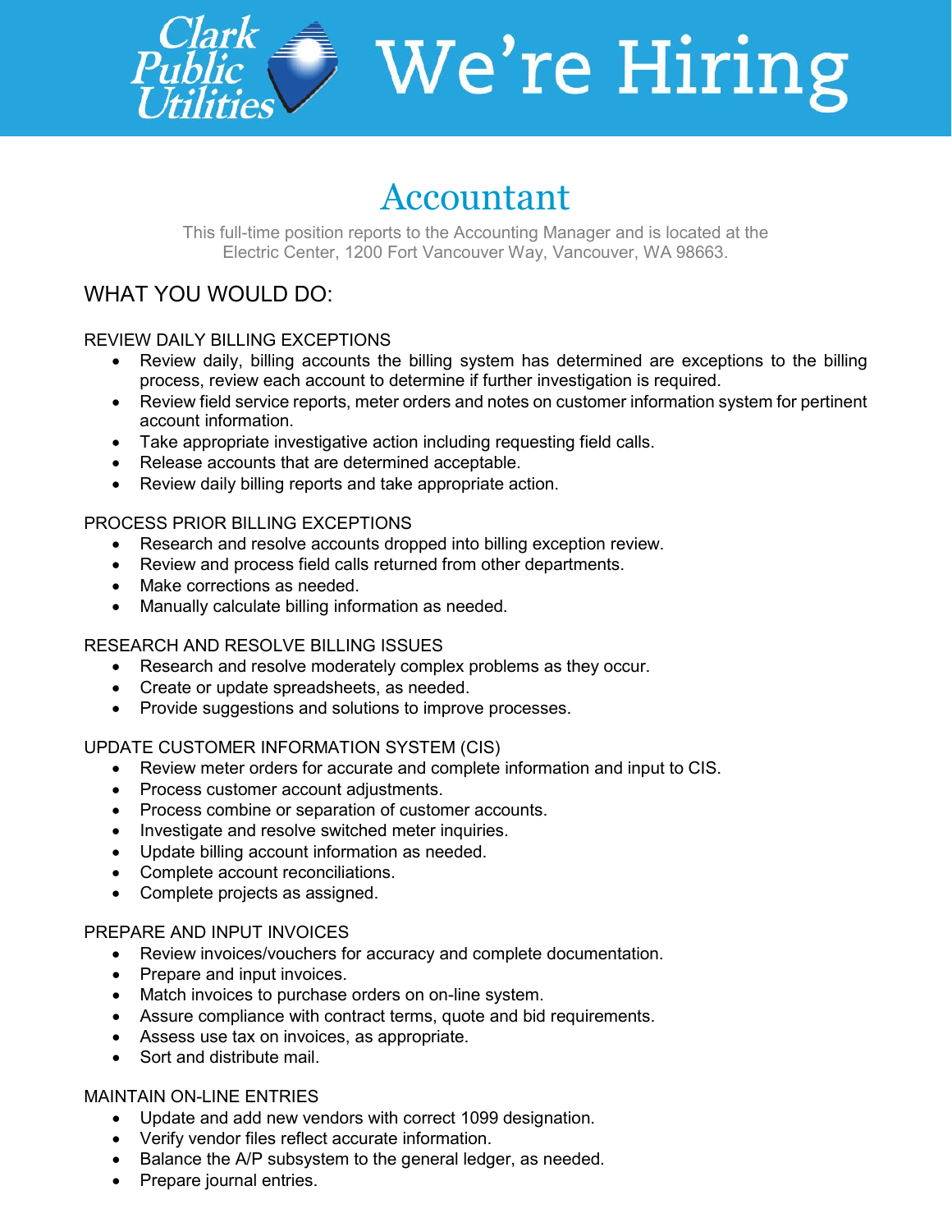Clark Public Utilities

# We're Hiring

## Accountant

This full-time position reports to the Accounting Manager and is located at the Electric Center, 1200 Fort Vancouver Way, Vancouver, WA 98663.

## WHAT YOU WOULD DO:

### REVIEW DAILY BILLING EXCEPTIONS

- Review daily, billing accounts the billing system has determined are exceptions to the billing process, review each account to determine if further investigation is required.
- Review field service reports, meter orders and notes on customer information system for pertinent account information.
- Take appropriate investigative action including requesting field calls.
- Release accounts that are determined acceptable.
- Review daily billing reports and take appropriate action.

### PROCESS PRIOR BILLING EXCEPTIONS

- Research and resolve accounts dropped into billing exception review.
- Review and process field calls returned from other departments.
- Make corrections as needed.
- Manually calculate billing information as needed.

### RESEARCH AND RESOLVE BILLING ISSUES

- Research and resolve moderately complex problems as they occur.
- Create or update spreadsheets, as needed.
- Provide suggestions and solutions to improve processes.

### UPDATE CUSTOMER INFORMATION SYSTEM (CIS)

- Review meter orders for accurate and complete information and input to CIS.
- Process customer account adjustments.
- Process combine or separation of customer accounts.
- Investigate and resolve switched meter inquiries.
- Update billing account information as needed.
- Complete account reconciliations.
- Complete projects as assigned.

### PREPARE AND INPUT INVOICES

- Review invoices/vouchers for accuracy and complete documentation.
- Prepare and input invoices.
- Match invoices to purchase orders on on-line system.
- Assure compliance with contract terms, quote and bid requirements.
- Assess use tax on invoices, as appropriate.
- Sort and distribute mail.

### MAINTAIN ON-LINE ENTRIES

- Update and add new vendors with correct 1099 designation.
- Verify vendor files reflect accurate information.
- Balance the A/P subsystem to the general ledger, as needed.
- Prepare journal entries.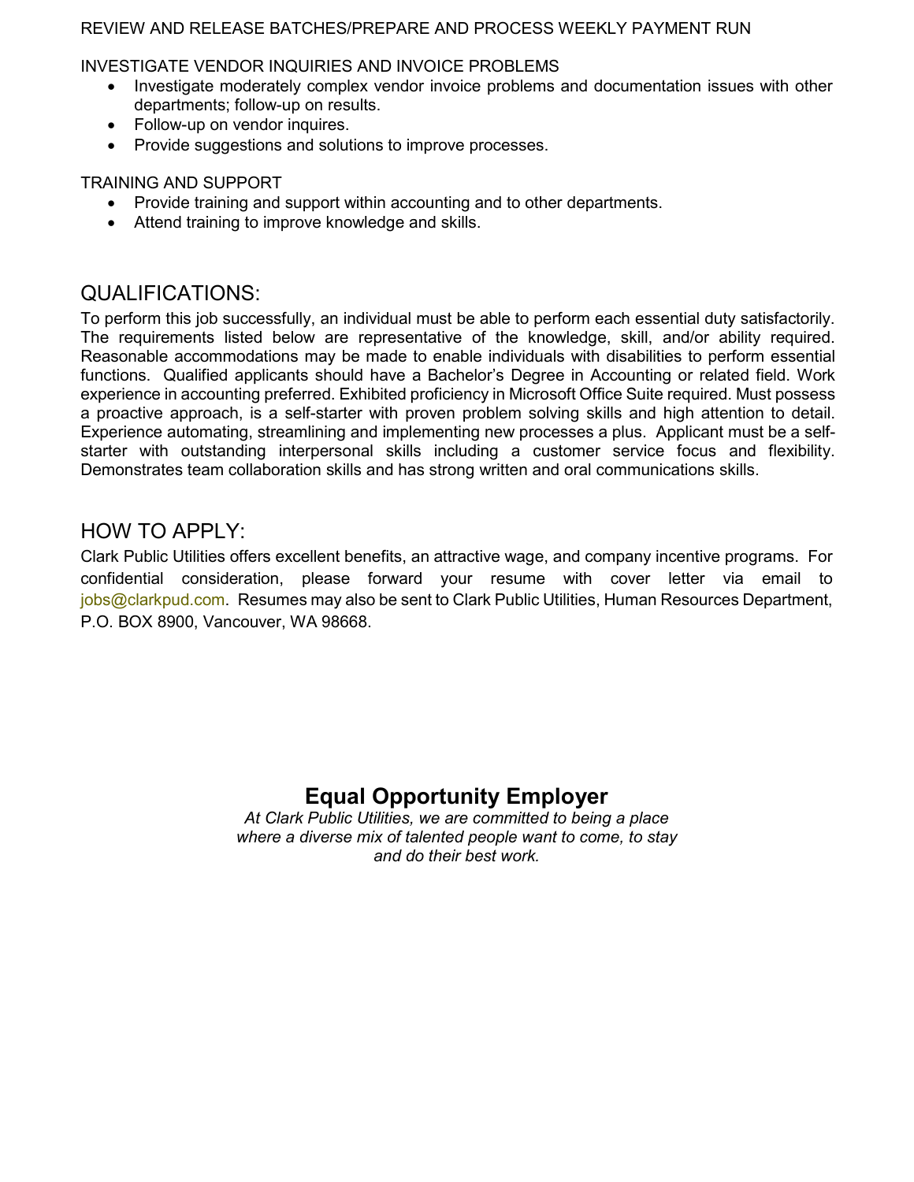REVIEW AND RELEASE BATCHES/PREPARE AND PROCESS WEEKLY PAYMENT RUN

INVESTIGATE VENDOR INQUIRIES AND INVOICE PROBLEMS

- Investigate moderately complex vendor invoice problems and documentation issues with other departments; follow-up on results.
- Follow-up on vendor inquires.
- Provide suggestions and solutions to improve processes.

TRAINING AND SUPPORT

- Provide training and support within accounting and to other departments.
- Attend training to improve knowledge and skills.

## QUALIFICATIONS:

To perform this job successfully, an individual must be able to perform each essential duty satisfactorily. The requirements listed below are representative of the knowledge, skill, and/or ability required. Reasonable accommodations may be made to enable individuals with disabilities to perform essential functions. Qualified applicants should have a Bachelor's Degree in Accounting or related field. Work experience in accounting preferred. Exhibited proficiency in Microsoft Office Suite required. Must possess a proactive approach, is a self-starter with proven problem solving skills and high attention to detail. Experience automating, streamlining and implementing new processes a plus. Applicant must be a self-starter with outstanding interpersonal skills including a customer service focus and flexibility. Demonstrates team collaboration skills and has strong written and oral communications skills.

## HOW TO APPLY:

Clark Public Utilities offers excellent benefits, an attractive wage, and company incentive programs. For confidential consideration, please forward your resume with cover letter via email to jobs@clarkpud.com. Resumes may also be sent to Clark Public Utilities, Human Resources Department, P.O. BOX 8900, Vancouver, WA 98668.

**Equal Opportunity Employer**

*At Clark Public Utilities, we are committed to being a place where a diverse mix of talented people want to come, to stay and do their best work.*